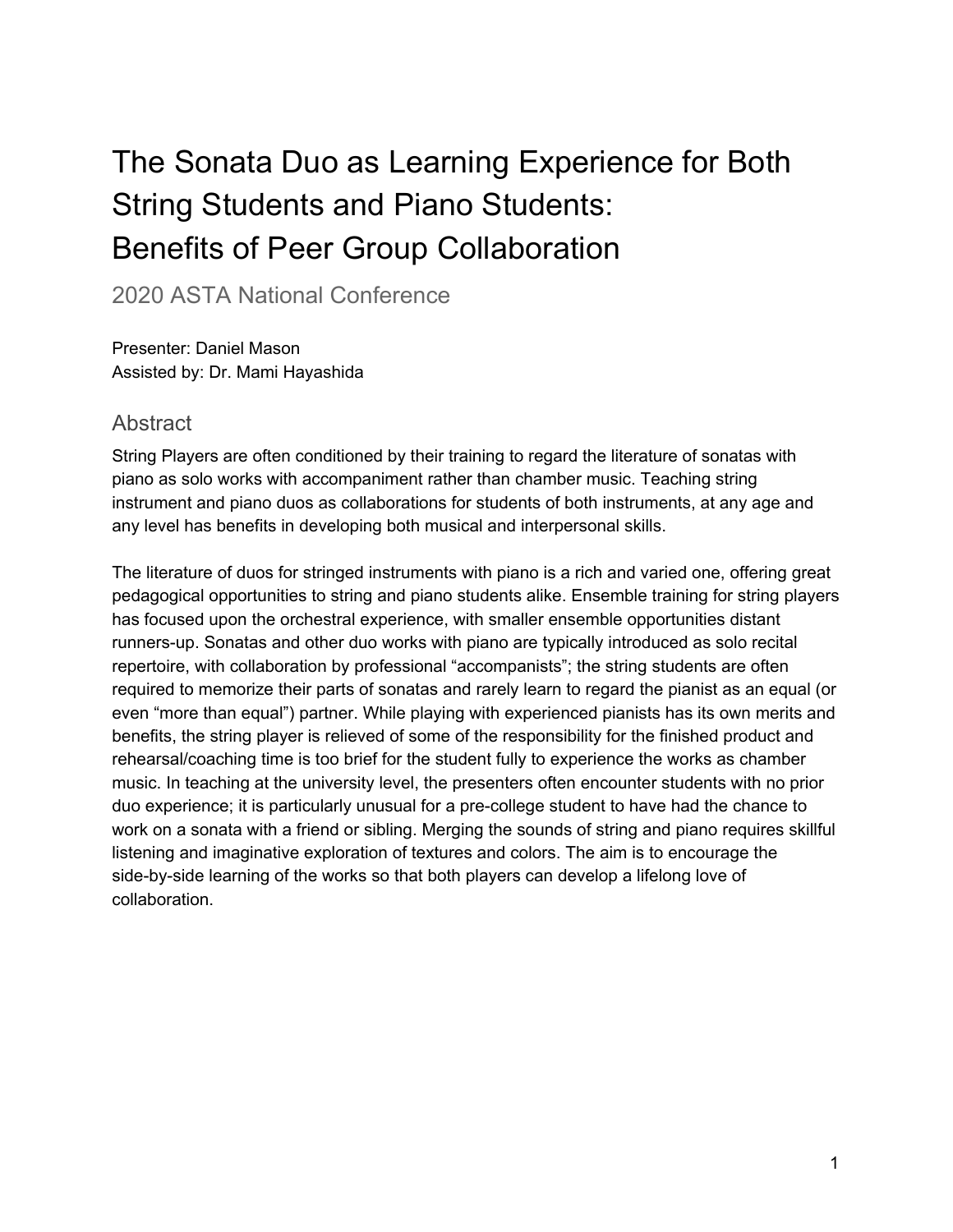# The Sonata Duo as Learning Experience for Both String Students and Piano Students: Benefits of Peer Group Collaboration

## 2020 ASTA National Conference

Presenter: Daniel Mason
Assisted by: Dr. Mami Hayashida

### Abstract

String Players are often conditioned by their training to regard the literature of sonatas with piano as solo works with accompaniment rather than chamber music. Teaching string instrument and piano duos as collaborations for students of both instruments, at any age and any level has benefits in developing both musical and interpersonal skills.

The literature of duos for stringed instruments with piano is a rich and varied one, offering great pedagogical opportunities to string and piano students alike. Ensemble training for string players has focused upon the orchestral experience, with smaller ensemble opportunities distant runners-up. Sonatas and other duo works with piano are typically introduced as solo recital repertoire, with collaboration by professional "accompanists"; the string students are often required to memorize their parts of sonatas and rarely learn to regard the pianist as an equal (or even "more than equal") partner. While playing with experienced pianists has its own merits and benefits, the string player is relieved of some of the responsibility for the finished product and rehearsal/coaching time is too brief for the student fully to experience the works as chamber music. In teaching at the university level, the presenters often encounter students with no prior duo experience; it is particularly unusual for a pre-college student to have had the chance to work on a sonata with a friend or sibling. Merging the sounds of string and piano requires skillful listening and imaginative exploration of textures and colors. The aim is to encourage the side-by-side learning of the works so that both players can develop a lifelong love of collaboration.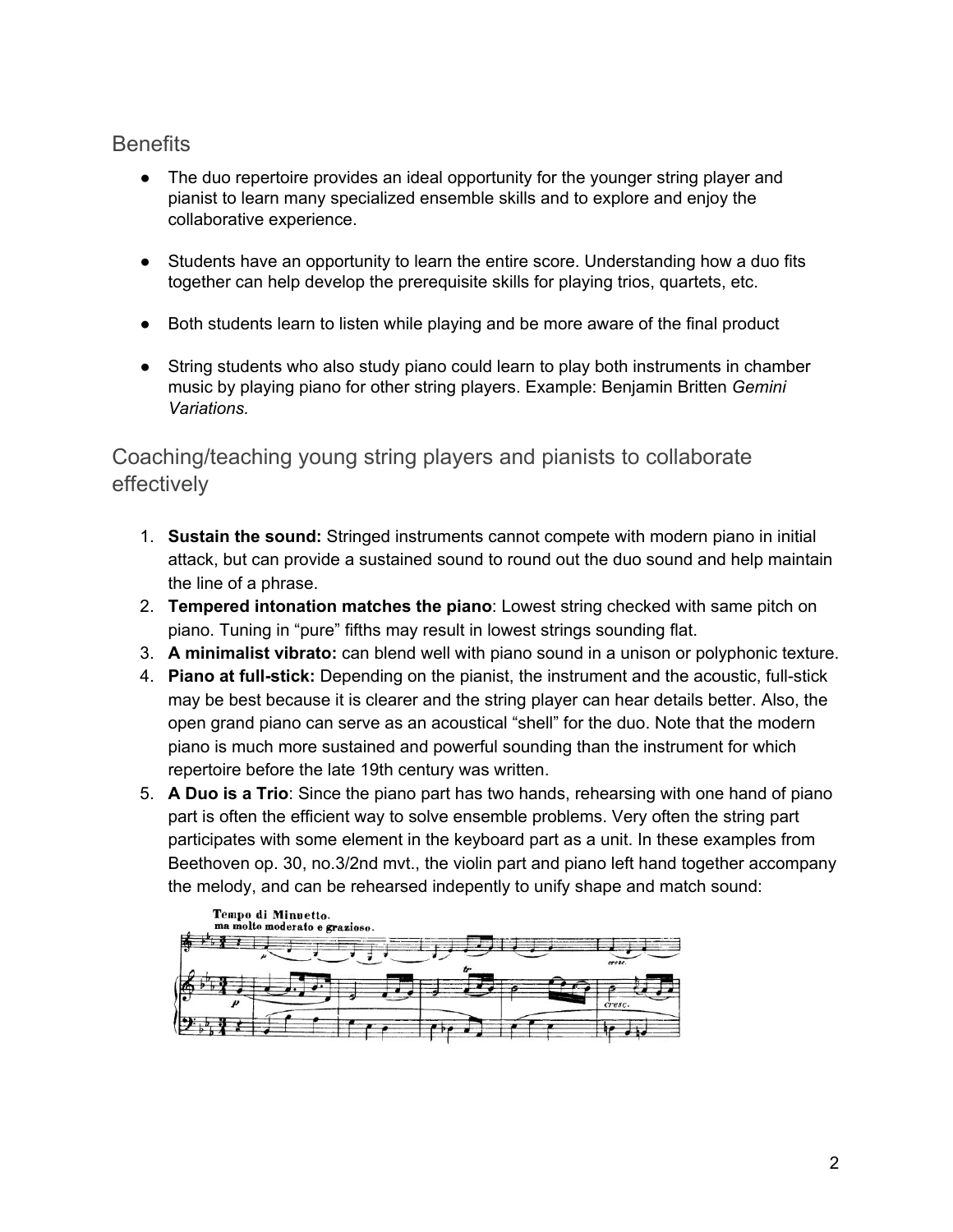## Benefits

- The duo repertoire provides an ideal opportunity for the younger string player and pianist to learn many specialized ensemble skills and to explore and enjoy the collaborative experience.

- Students have an opportunity to learn the entire score. Understanding how a duo fits together can help develop the prerequisite skills for playing trios, quartets, etc.

- Both students learn to listen while playing and be more aware of the final product

- String students who also study piano could learn to play both instruments in chamber music by playing piano for other string players. Example: Benjamin Britten *Gemini Variations*.

## Coaching/teaching young string players and pianists to collaborate effectively

1. **Sustain the sound:** Stringed instruments cannot compete with modern piano in initial attack, but can provide a sustained sound to round out the duo sound and help maintain the line of a phrase.
2. **Tempered intonation matches the piano**: Lowest string checked with same pitch on piano. Tuning in "pure" fifths may result in lowest strings sounding flat.
3. **A minimalist vibrato:** can blend well with piano sound in a unison or polyphonic texture.
4. **Piano at full-stick:** Depending on the pianist, the instrument and the acoustic, full-stick may be best because it is clearer and the string player can hear details better. Also, the open grand piano can serve as an acoustical "shell" for the duo. Note that the modern piano is much more sustained and powerful sounding than the instrument for which repertoire before the late 19th century was written.
5. **A Duo is a Trio**: Since the piano part has two hands, rehearsing with one hand of piano part is often the efficient way to solve ensemble problems. Very often the string part participates with some element in the keyboard part as a unit. In these examples from Beethoven op. 30, no.3/2nd mvt., the violin part and piano left hand together accompany the melody, and can be rehearsed indepently to unify shape and match sound: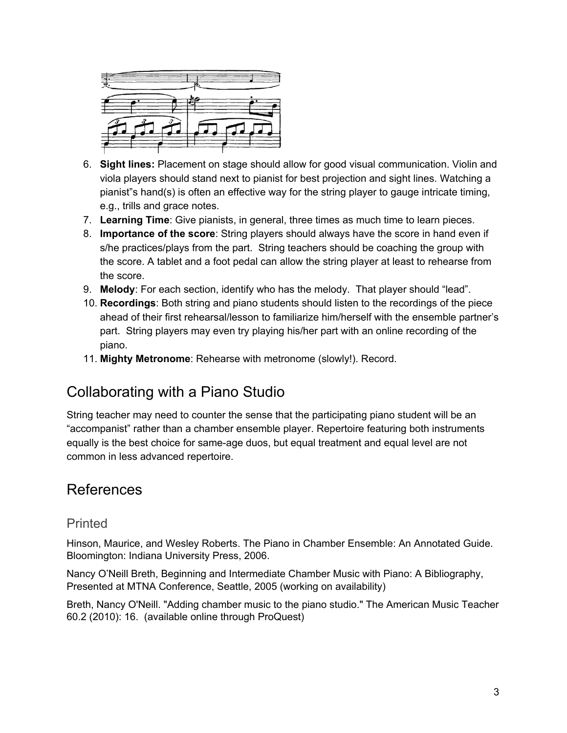6. **Sight lines:** Placement on stage should allow for good visual communication. Violin and viola players should stand next to pianist for best projection and sight lines. Watching a pianist"s hand(s) is often an effective way for the string player to gauge intricate timing, e.g., trills and grace notes.
7. **Learning Time**: Give pianists, in general, three times as much time to learn pieces.
8. **Importance of the score**: String players should always have the score in hand even if s/he practices/plays from the part. String teachers should be coaching the group with the score. A tablet and a foot pedal can allow the string player at least to rehearse from the score.
9. **Melody**: For each section, identify who has the melody. That player should "lead".
10. **Recordings**: Both string and piano students should listen to the recordings of the piece ahead of their first rehearsal/lesson to familiarize him/herself with the ensemble partner's part. String players may even try playing his/her part with an online recording of the piano.
11. **Mighty Metronome**: Rehearse with metronome (slowly!). Record.

## Collaborating with a Piano Studio

String teacher may need to counter the sense that the participating piano student will be an "accompanist" rather than a chamber ensemble player. Repertoire featuring both instruments equally is the best choice for same-age duos, but equal treatment and equal level are not common in less advanced repertoire.

## References

### Printed

Hinson, Maurice, and Wesley Roberts. The Piano in Chamber Ensemble: An Annotated Guide. Bloomington: Indiana University Press, 2006.

Nancy O'Neill Breth, Beginning and Intermediate Chamber Music with Piano: A Bibliography, Presented at MTNA Conference, Seattle, 2005 (working on availability)

Breth, Nancy O'Neill. "Adding chamber music to the piano studio." The American Music Teacher 60.2 (2010): 16. (available online through ProQuest)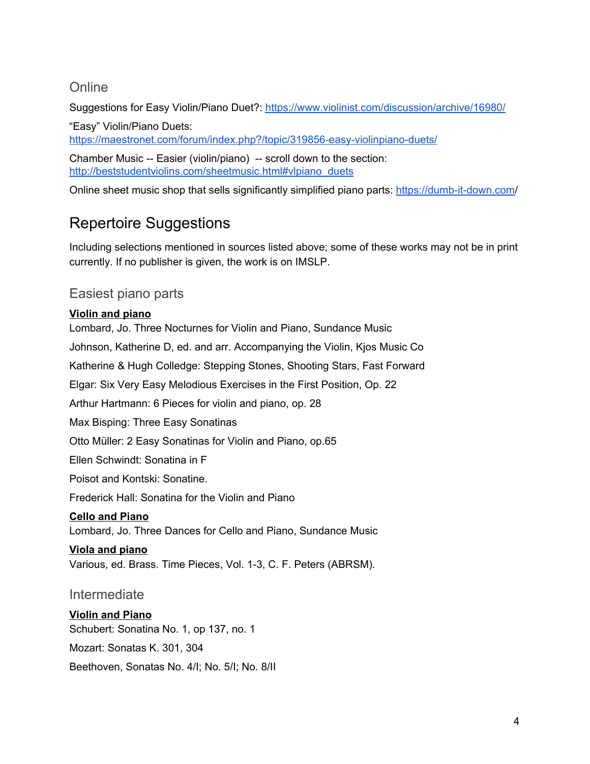### Online

Suggestions for Easy Violin/Piano Duet?: [https://www.violinist.com/discussion/archive/16980/](https://www.violinist.com/discussion/archive/16980/)

“Easy” Violin/Piano Duets: [https://maestronet.com/forum/index.php?/topic/319856-easy-violinpiano-duets/](https://maestronet.com/forum/index.php?/topic/319856-easy-violinpiano-duets/)

Chamber Music -- Easier (violin/piano) -- scroll down to the section: [http://beststudentviolins.com/sheetmusic.html#vlpiano_duets](http://beststudentviolins.com/sheetmusic.html#vlpiano_duets)

Online sheet music shop that sells significantly simplified piano parts: [https://dumb-it-down.com/](https://dumb-it-down.com/)

## Repertoire Suggestions

Including selections mentioned in sources listed above; some of these works may not be in print currently. If no publisher is given, the work is on IMSLP.

### Easiest piano parts

**Violin and piano**

Lombard, Jo. Three Nocturnes for Violin and Piano, Sundance Music

Johnson, Katherine D, ed. and arr. Accompanying the Violin, Kjos Music Co

Katherine & Hugh Colledge: Stepping Stones, Shooting Stars, Fast Forward

Elgar: Six Very Easy Melodious Exercises in the First Position, Op. 22

Arthur Hartmann: 6 Pieces for violin and piano, op. 28

Max Bisping: Three Easy Sonatinas

Otto Müller: 2 Easy Sonatinas for Violin and Piano, op.65

Ellen Schwindt: Sonatina in F

Poisot and Kontski: Sonatine.

Frederick Hall: Sonatina for the Violin and Piano

**Cello and Piano**

Lombard, Jo. Three Dances for Cello and Piano, Sundance Music

**Viola and piano**

Various, ed. Brass. Time Pieces, Vol. 1-3, C. F. Peters (ABRSM).

### Intermediate

**Violin and Piano**

Schubert: Sonatina No. 1, op 137, no. 1

Mozart: Sonatas K. 301, 304

Beethoven, Sonatas No. 4/I; No. 5/I; No. 8/II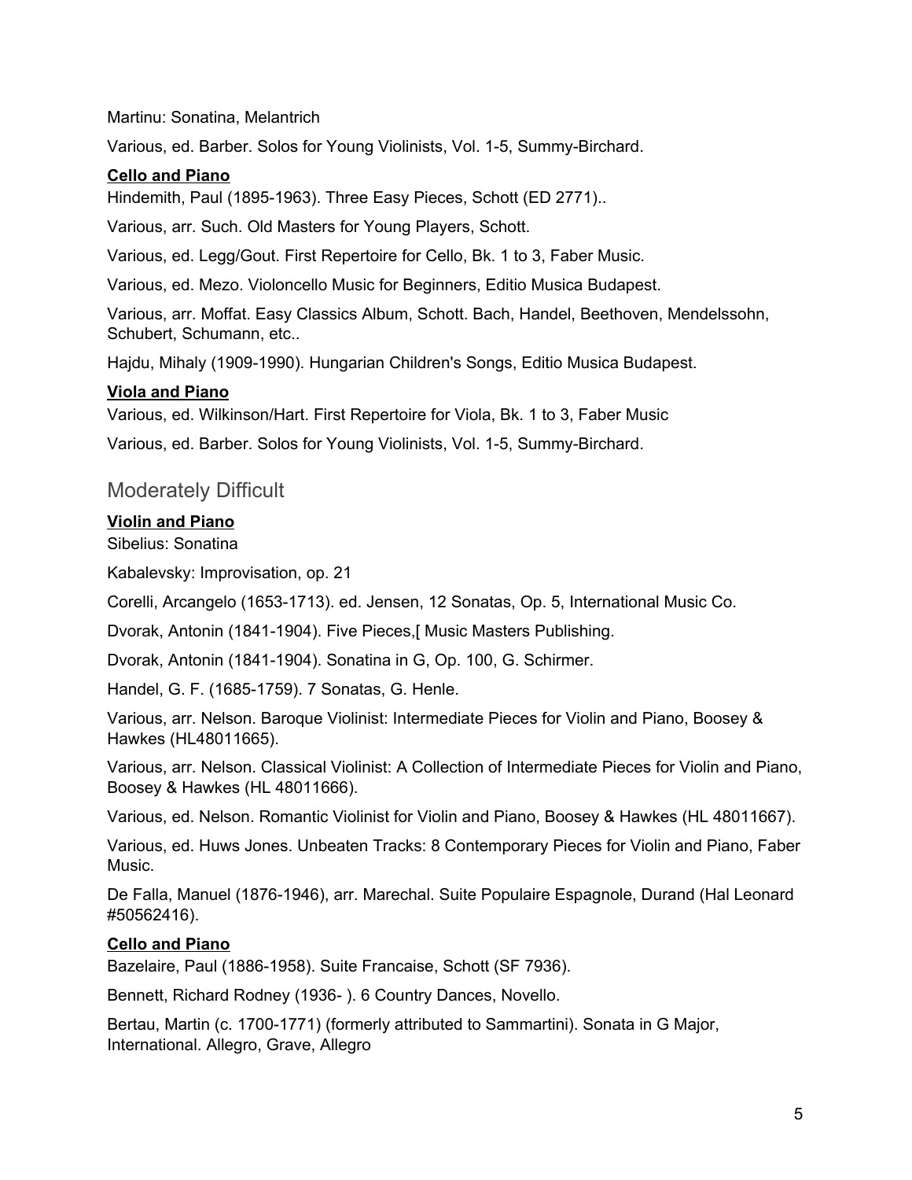Martinu: Sonatina, Melantrich

Various, ed. Barber. Solos for Young Violinists, Vol. 1-5, Summy-Birchard.

**Cello and Piano**

Hindemith, Paul (1895-1963). Three Easy Pieces, Schott (ED 2771)..

Various, arr. Such. Old Masters for Young Players, Schott.

Various, ed. Legg/Gout. First Repertoire for Cello, Bk. 1 to 3, Faber Music.

Various, ed. Mezo. Violoncello Music for Beginners, Editio Musica Budapest.

Various, arr. Moffat. Easy Classics Album, Schott. Bach, Handel, Beethoven, Mendelssohn, Schubert, Schumann, etc..

Hajdu, Mihaly (1909-1990). Hungarian Children's Songs, Editio Musica Budapest.

**Viola and Piano**

Various, ed. Wilkinson/Hart. First Repertoire for Viola, Bk. 1 to 3, Faber Music

Various, ed. Barber. Solos for Young Violinists, Vol. 1-5, Summy-Birchard.

## Moderately Difficult

**Violin and Piano**

Sibelius: Sonatina

Kabalevsky: Improvisation, op. 21

Corelli, Arcangelo (1653-1713). ed. Jensen, 12 Sonatas, Op. 5, International Music Co.

Dvorak, Antonin (1841-1904). Five Pieces,[ Music Masters Publishing.

Dvorak, Antonin (1841-1904). Sonatina in G, Op. 100, G. Schirmer.

Handel, G. F. (1685-1759). 7 Sonatas, G. Henle.

Various, arr. Nelson. Baroque Violinist: Intermediate Pieces for Violin and Piano, Boosey & Hawkes (HL48011665).

Various, arr. Nelson. Classical Violinist: A Collection of Intermediate Pieces for Violin and Piano, Boosey & Hawkes (HL 48011666).

Various, ed. Nelson. Romantic Violinist for Violin and Piano, Boosey & Hawkes (HL 48011667).

Various, ed. Huws Jones. Unbeaten Tracks: 8 Contemporary Pieces for Violin and Piano, Faber Music.

De Falla, Manuel (1876-1946), arr. Marechal. Suite Populaire Espagnole, Durand (Hal Leonard #50562416).

**Cello and Piano**

Bazelaire, Paul (1886-1958). Suite Francaise, Schott (SF 7936).

Bennett, Richard Rodney (1936- ). 6 Country Dances, Novello.

Bertau, Martin (c. 1700-1771) (formerly attributed to Sammartini). Sonata in G Major, International. Allegro, Grave, Allegro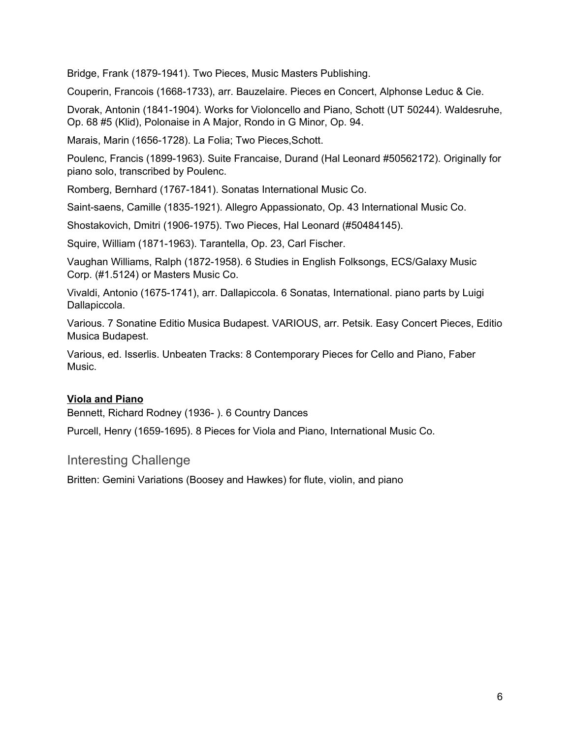Bridge, Frank (1879-1941). Two Pieces, Music Masters Publishing.

Couperin, Francois (1668-1733), arr. Bauzelaire. Pieces en Concert, Alphonse Leduc & Cie.

Dvorak, Antonin (1841-1904). Works for Violoncello and Piano, Schott (UT 50244). Waldesruhe, Op. 68 #5 (Klid), Polonaise in A Major, Rondo in G Minor, Op. 94.

Marais, Marin (1656-1728). La Folia; Two Pieces,Schott.

Poulenc, Francis (1899-1963). Suite Francaise, Durand (Hal Leonard #50562172). Originally for piano solo, transcribed by Poulenc.

Romberg, Bernhard (1767-1841). Sonatas International Music Co.

Saint-saens, Camille (1835-1921). Allegro Appassionato, Op. 43 International Music Co.

Shostakovich, Dmitri (1906-1975). Two Pieces, Hal Leonard (#50484145).

Squire, William (1871-1963). Tarantella, Op. 23, Carl Fischer.

Vaughan Williams, Ralph (1872-1958). 6 Studies in English Folksongs, ECS/Galaxy Music Corp. (#1.5124) or Masters Music Co.

Vivaldi, Antonio (1675-1741), arr. Dallapiccola. 6 Sonatas, International. piano parts by Luigi Dallapiccola.

Various. 7 Sonatine Editio Musica Budapest. VARIOUS, arr. Petsik. Easy Concert Pieces, Editio Musica Budapest.

Various, ed. Isserlis. Unbeaten Tracks: 8 Contemporary Pieces for Cello and Piano, Faber Music.

**Viola and Piano**

Bennett, Richard Rodney (1936- ). 6 Country Dances

Purcell, Henry (1659-1695). 8 Pieces for Viola and Piano, International Music Co.

## Interesting Challenge

Britten: Gemini Variations (Boosey and Hawkes) for flute, violin, and piano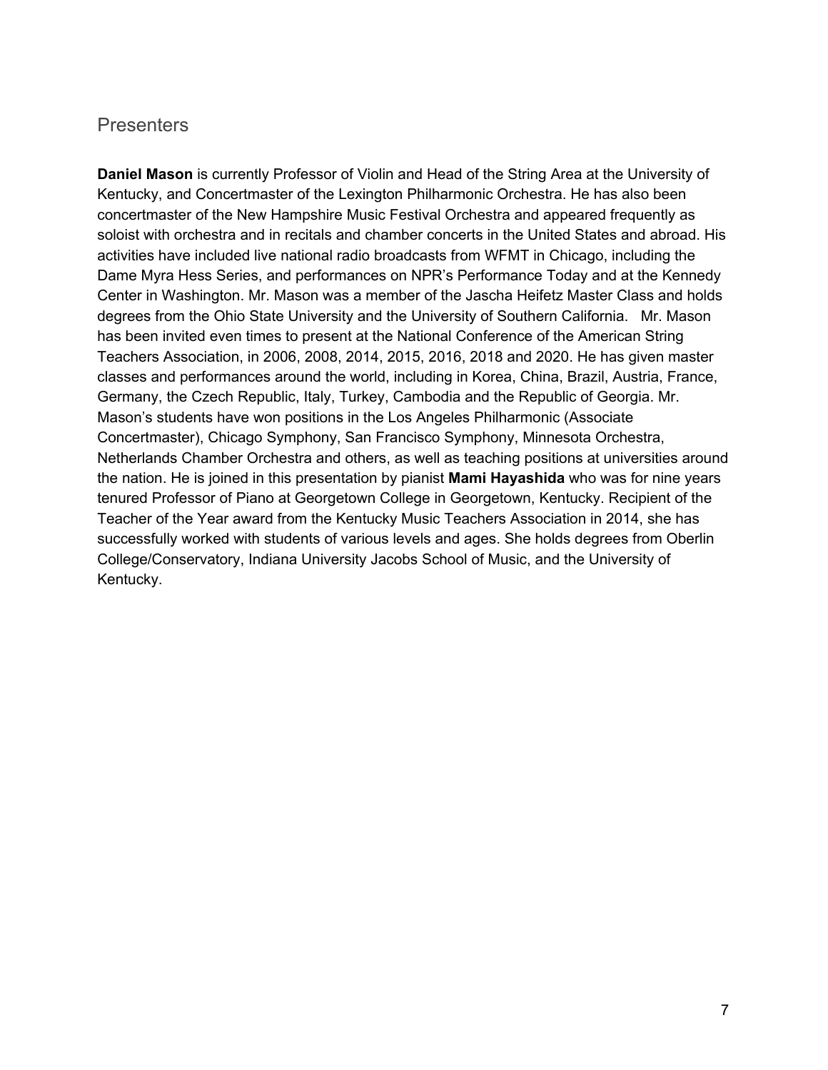## Presenters

**Daniel Mason** is currently Professor of Violin and Head of the String Area at the University of Kentucky, and Concertmaster of the Lexington Philharmonic Orchestra. He has also been concertmaster of the New Hampshire Music Festival Orchestra and appeared frequently as soloist with orchestra and in recitals and chamber concerts in the United States and abroad. His activities have included live national radio broadcasts from WFMT in Chicago, including the Dame Myra Hess Series, and performances on NPR's Performance Today and at the Kennedy Center in Washington. Mr. Mason was a member of the Jascha Heifetz Master Class and holds degrees from the Ohio State University and the University of Southern California. Mr. Mason has been invited even times to present at the National Conference of the American String Teachers Association, in 2006, 2008, 2014, 2015, 2016, 2018 and 2020. He has given master classes and performances around the world, including in Korea, China, Brazil, Austria, France, Germany, the Czech Republic, Italy, Turkey, Cambodia and the Republic of Georgia. Mr. Mason's students have won positions in the Los Angeles Philharmonic (Associate Concertmaster), Chicago Symphony, San Francisco Symphony, Minnesota Orchestra, Netherlands Chamber Orchestra and others, as well as teaching positions at universities around the nation. He is joined in this presentation by pianist **Mami Hayashida** who was for nine years tenured Professor of Piano at Georgetown College in Georgetown, Kentucky. Recipient of the Teacher of the Year award from the Kentucky Music Teachers Association in 2014, she has successfully worked with students of various levels and ages. She holds degrees from Oberlin College/Conservatory, Indiana University Jacobs School of Music, and the University of Kentucky.